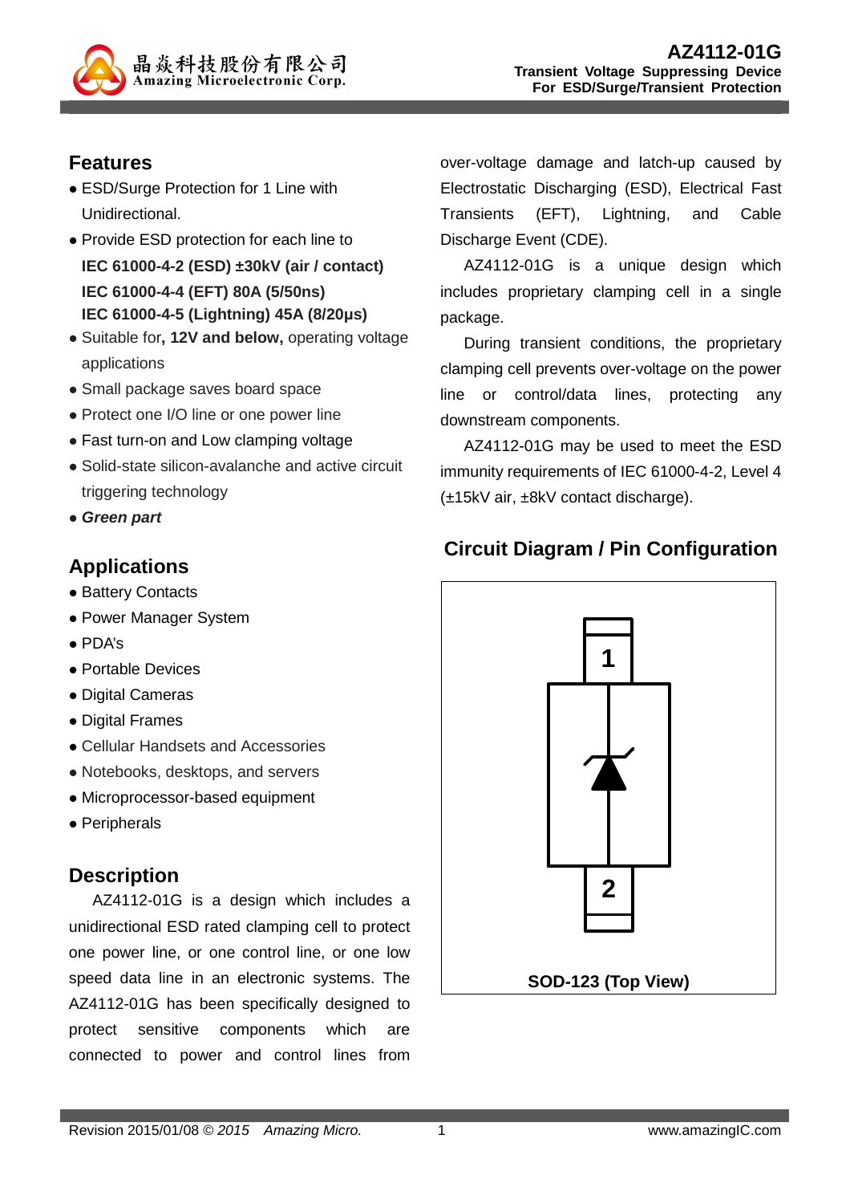晶焱科技股份有限公司
Amazing Microelectronic Corp.

**AZ4112-01G**
**Transient Voltage Suppressing Device**
**For ESD/Surge/Transient Protection**

## Features

- ESD/Surge Protection for 1 Line with Unidirectional.
- Provide ESD protection for each line to
  **IEC 61000-4-2 (ESD) ±30kV (air / contact)**
  **IEC 61000-4-4 (EFT) 80A (5/50ns)**
  **IEC 61000-4-5 (Lightning) 45A (8/20μs)**
- Suitable for**, 12V and below,** operating voltage applications
- Small package saves board space
- Protect one I/O line or one power line
- Fast turn-on and Low clamping voltage
- Solid-state silicon-avalanche and active circuit triggering technology
- ***Green part***

## Applications

- Battery Contacts
- Power Manager System
- PDA's
- Portable Devices
- Digital Cameras
- Digital Frames
- Cellular Handsets and Accessories
- Notebooks, desktops, and servers
- Microprocessor-based equipment
- Peripherals

## Description

AZ4112-01G is a design which includes a unidirectional ESD rated clamping cell to protect one power line, or one control line, or one low speed data line in an electronic systems. The AZ4112-01G has been specifically designed to protect sensitive components which are connected to power and control lines from over-voltage damage and latch-up caused by Electrostatic Discharging (ESD), Electrical Fast Transients (EFT), Lightning, and Cable Discharge Event (CDE).

AZ4112-01G is a unique design which includes proprietary clamping cell in a single package.

During transient conditions, the proprietary clamping cell prevents over-voltage on the power line or control/data lines, protecting any downstream components.

AZ4112-01G may be used to meet the ESD immunity requirements of IEC 61000-4-2, Level 4 (±15kV air, ±8kV contact discharge).

## Circuit Diagram / Pin Configuration

1

2

**SOD-123 (Top View)**

Revision 2015/01/08 © *2015 Amazing Micro.*

www.amazingIC.com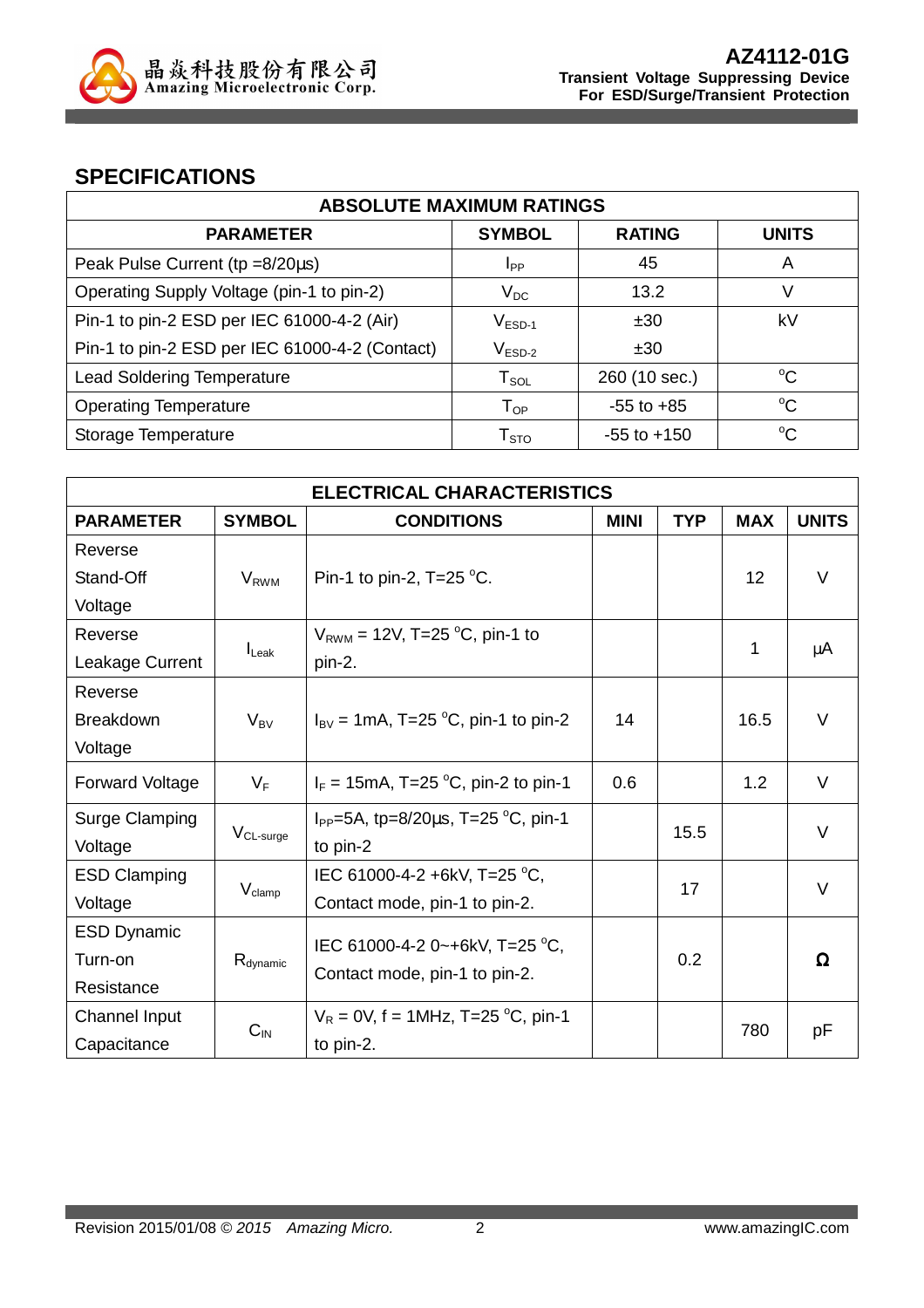## SPECIFICATIONS

| ABSOLUTE MAXIMUM RATINGS | | | |
|---|---|---|---|
| **PARAMETER** | **SYMBOL** | **RATING** | **UNITS** |
| Peak Pulse Current (tp =8/20µs) | $I_{PP}$ | 45 | A |
| Operating Supply Voltage (pin-1 to pin-2) | $V_{DC}$ | 13.2 | V |
| Pin-1 to pin-2 ESD per IEC 61000-4-2 (Air) | $V_{ESD-1}$ | ±30 | kV |
| Pin-1 to pin-2 ESD per IEC 61000-4-2 (Contact) | $V_{ESD-2}$ | ±30 | |
| Lead Soldering Temperature | $T_{SOL}$ | 260 (10 sec.) | °C |
| Operating Temperature | $T_{OP}$ | -55 to +85 | °C |
| Storage Temperature | $T_{STO}$ | -55 to +150 | °C |

| ELECTRICAL CHARACTERISTICS | | | | | | |
|---|---|---|---|---|---|---|
| **PARAMETER** | **SYMBOL** | **CONDITIONS** | **MINI** | **TYP** | **MAX** | **UNITS** |
| Reverse Stand-Off Voltage | $V_{RWM}$ | Pin-1 to pin-2, T=25 °C. | | | 12 | V |
| Reverse Leakage Current | $I_{Leak}$ | $V_{RWM}$ = 12V, T=25 °C, pin-1 to pin-2. | | | 1 | µA |
| Reverse Breakdown Voltage | $V_{BV}$ | $I_{BV}$ = 1mA, T=25 °C, pin-1 to pin-2 | 14 | | 16.5 | V |
| Forward Voltage | $V_F$ | $I_F$ = 15mA, T=25 °C, pin-2 to pin-1 | 0.6 | | 1.2 | V |
| Surge Clamping Voltage | $V_{CL-surge}$ | $I_{PP}$=5A, tp=8/20µs, T=25 °C, pin-1 to pin-2 | | 15.5 | | V |
| ESD Clamping Voltage | $V_{clamp}$ | IEC 61000-4-2 +6kV, T=25 °C, Contact mode, pin-1 to pin-2. | | 17 | | V |
| ESD Dynamic Turn-on Resistance | $R_{dynamic}$ | IEC 61000-4-2 0~+6kV, T=25 °C, Contact mode, pin-1 to pin-2. | | 0.2 | | Ω |
| Channel Input Capacitance | $C_{IN}$ | $V_R$ = 0V, f = 1MHz, T=25 °C, pin-1 to pin-2. | | | 780 | pF |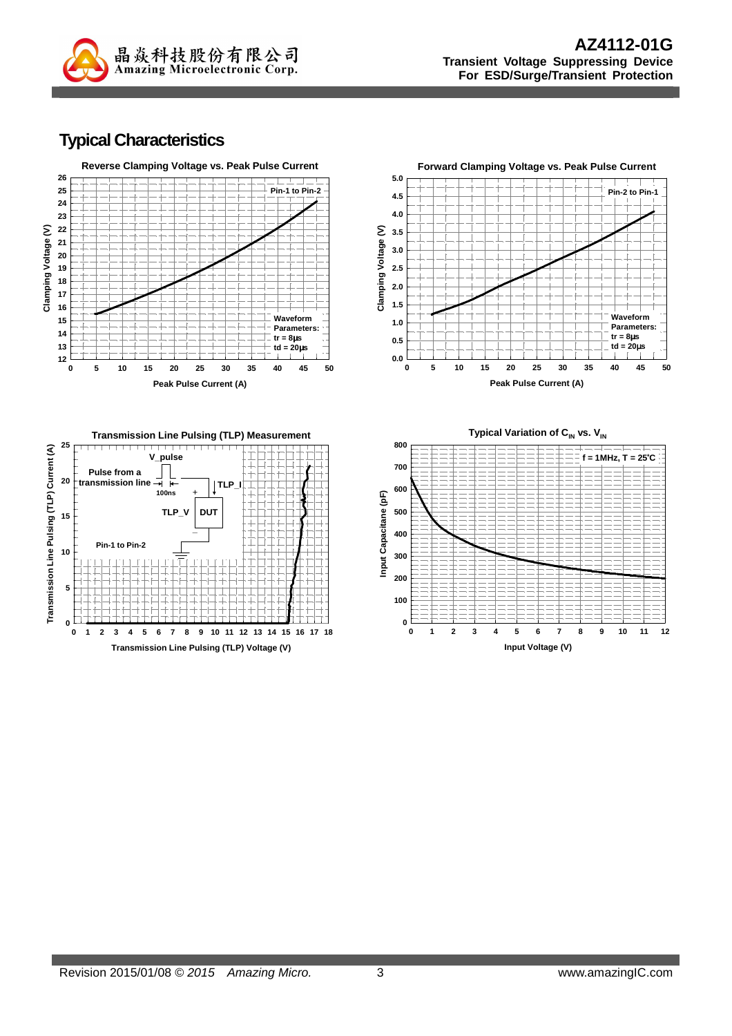## Typical Characteristics

**Reverse Clamping Voltage vs. Peak Pulse Current**

Pin-1 to Pin-2

Waveform Parameters:
tr = 8μs
td = 20μs

Clamping Voltage (V)

Peak Pulse Current (A)

**Forward Clamping Voltage vs. Peak Pulse Current**

Pin-2 to Pin-1

Waveform Parameters:
tr = 8μs
td = 20μs

Clamping Voltage (V)

Peak Pulse Current (A)

**Transmission Line Pulsing (TLP) Measurement**

V_pulse

Pulse from a transmission line

100ns

TLP_I

TLP_V

DUT

Pin-1 to Pin-2

Transmission Line Pulsing (TLP) Current (A)

Transmission Line Pulsing (TLP) Voltage (V)

**Typical Variation of $C_{IN}$ vs. $V_{IN}$**

f = 1MHz, T = 25°C

Input Capacitane (pF)

Input Voltage (V)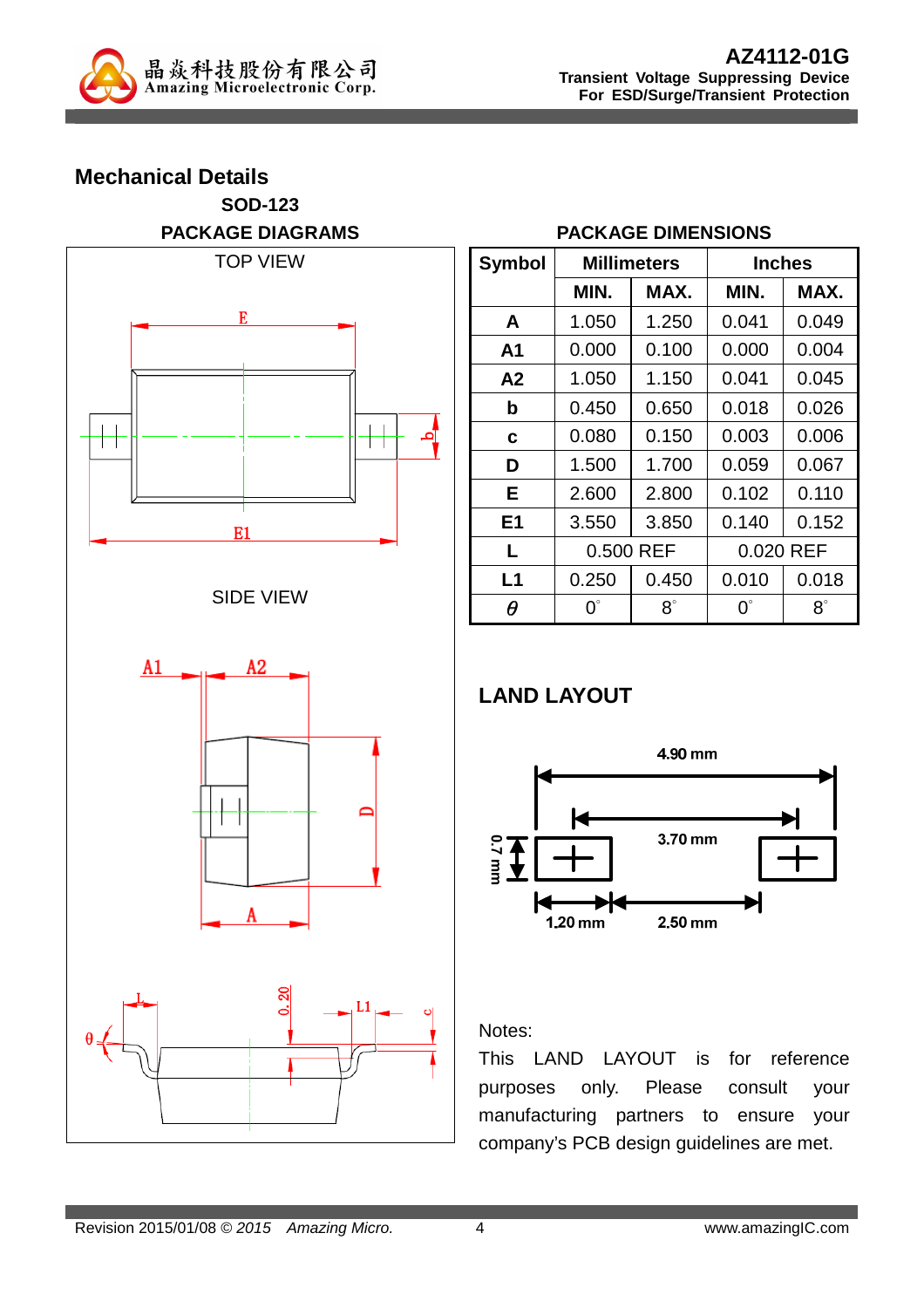## Mechanical Details

**SOD-123**

**PACKAGE DIAGRAMS**

TOP VIEW

SIDE VIEW

**PACKAGE DIMENSIONS**

| Symbol | Millimeters | | Inches | |
|---|---|---|---|---|
| | MIN. | MAX. | MIN. | MAX. |
| A | 1.050 | 1.250 | 0.041 | 0.049 |
| A1 | 0.000 | 0.100 | 0.000 | 0.004 |
| A2 | 1.050 | 1.150 | 0.041 | 0.045 |
| b | 0.450 | 0.650 | 0.018 | 0.026 |
| c | 0.080 | 0.150 | 0.003 | 0.006 |
| D | 1.500 | 1.700 | 0.059 | 0.067 |
| E | 2.600 | 2.800 | 0.102 | 0.110 |
| E1 | 3.550 | 3.850 | 0.140 | 0.152 |
| L | 0.500 REF | | 0.020 REF | |
| L1 | 0.250 | 0.450 | 0.010 | 0.018 |
| $\theta$ | 0° | 8° | 0° | 8° |

## LAND LAYOUT

4.90 mm

3.70 mm

0.7 mm

1.20 mm

2.50 mm

Notes:

This LAND LAYOUT is for reference purposes only. Please consult your manufacturing partners to ensure your company's PCB design guidelines are met.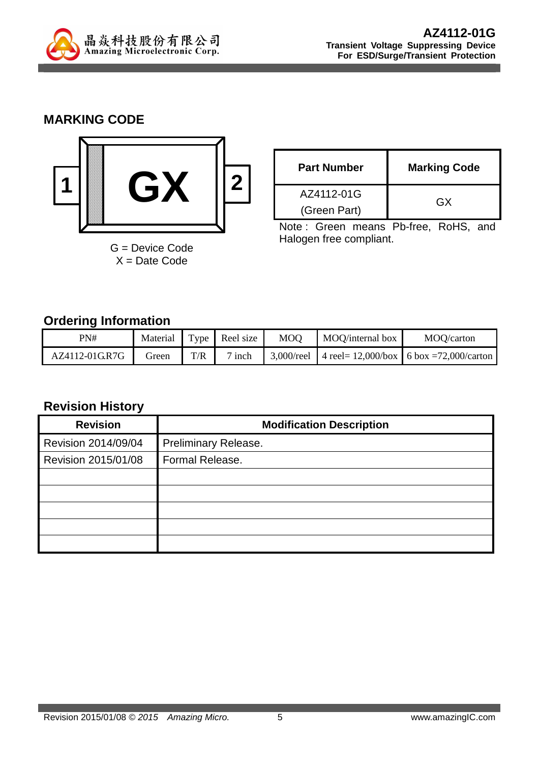## MARKING CODE

1 GX 2

G = Device Code
X = Date Code

| Part Number | Marking Code |
| --- | --- |
| AZ4112-01G (Green Part) | GX |

Note : Green means Pb-free, RoHS, and Halogen free compliant.

## Ordering Information

| PN# | Material | Type | Reel size | MOQ | MOQ/internal box | MOQ/carton |
| --- | --- | --- | --- | --- | --- | --- |
| AZ4112-01G.R7G | Green | T/R | 7 inch | 3,000/reel | 4 reel= 12,000/box | 6 box =72,000/carton |

## Revision History

| Revision | Modification Description |
| --- | --- |
| Revision 2014/09/04 | Preliminary Release. |
| Revision 2015/01/08 | Formal Release. |
| | |
| | |
| | |
| | |
| | |